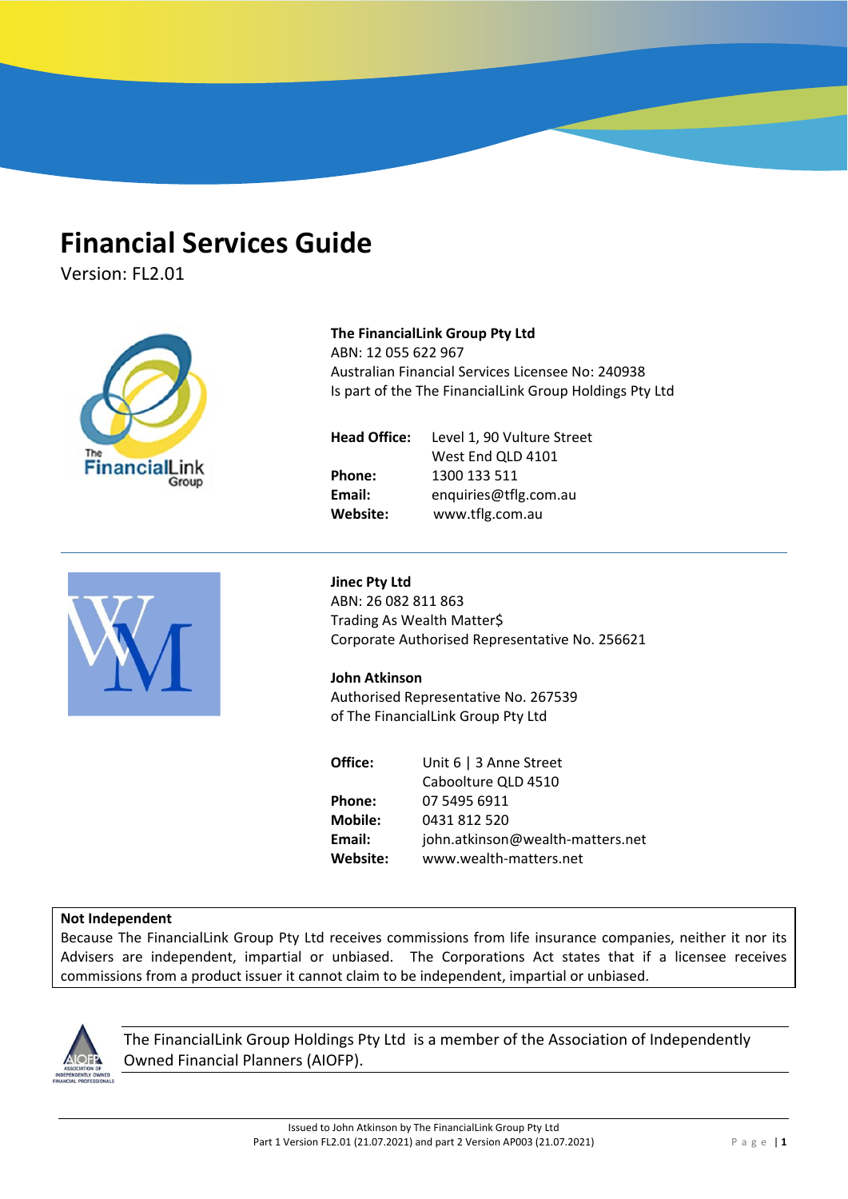# Financial Services Guide

Version: FL2.01

**The FinancialLink Group Pty Ltd**
ABN: 12 055 622 967
Australian Financial Services Licensee No: 240938
Is part of the The FinancialLink Group Holdings Pty Ltd

**Head Office:** Level 1, 90 Vulture Street
West End QLD 4101
**Phone:** 1300 133 511
**Email:** enquiries@tflg.com.au
**Website:** www.tflg.com.au

---

**Jinec Pty Ltd**
ABN: 26 082 811 863
Trading As Wealth Matter$
Corporate Authorised Representative No. 256621

**John Atkinson**
Authorised Representative No. 267539
of The FinancialLink Group Pty Ltd

**Office:** Unit 6 | 3 Anne Street
Caboolture QLD 4510
**Phone:** 07 5495 6911
**Mobile:** 0431 812 520
**Email:** john.atkinson@wealth-matters.net
**Website:** www.wealth-matters.net

**Not Independent**
Because The FinancialLink Group Pty Ltd receives commissions from life insurance companies, neither it nor its Advisers are independent, impartial or unbiased. The Corporations Act states that if a licensee receives commissions from a product issuer it cannot claim to be independent, impartial or unbiased.

The FinancialLink Group Holdings Pty Ltd is a member of the Association of Independently Owned Financial Planners (AIOFP).

Issued to John Atkinson by The FinancialLink Group Pty Ltd
Part 1 Version FL2.01 (21.07.2021) and part 2 Version AP003 (21.07.2021)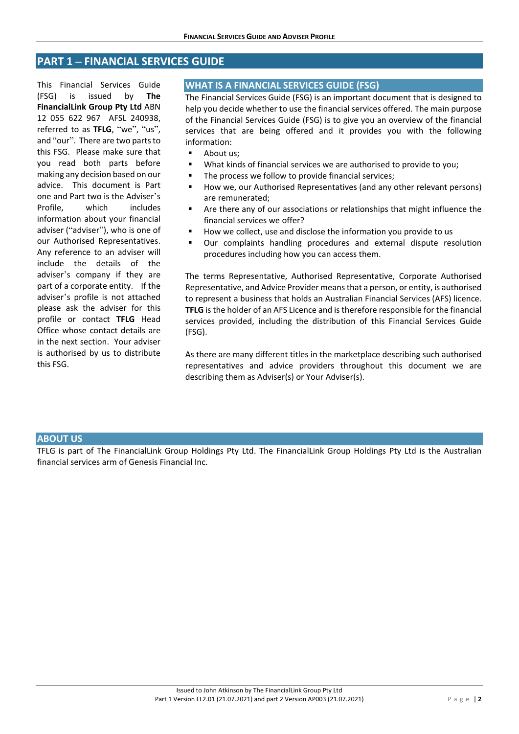## PART 1 – FINANCIAL SERVICES GUIDE

This Financial Services Guide (FSG) is issued by **The FinancialLink Group Pty Ltd** ABN 12 055 622 967 AFSL 240938, referred to as **TFLG**, "we", "us", and "our". There are two parts to this FSG. Please make sure that you read both parts before making any decision based on our advice. This document is Part one and Part two is the Adviser's Profile, which includes information about your financial adviser ("adviser"), who is one of our Authorised Representatives. Any reference to an adviser will include the details of the adviser's company if they are part of a corporate entity. If the adviser's profile is not attached please ask the adviser for this profile or contact **TFLG** Head Office whose contact details are in the next section. Your adviser is authorised by us to distribute this FSG.

### WHAT IS A FINANCIAL SERVICES GUIDE (FSG)

The Financial Services Guide (FSG) is an important document that is designed to help you decide whether to use the financial services offered. The main purpose of the Financial Services Guide (FSG) is to give you an overview of the financial services that are being offered and it provides you with the following information:

- About us;
- What kinds of financial services we are authorised to provide to you;
- The process we follow to provide financial services;
- How we, our Authorised Representatives (and any other relevant persons) are remunerated;
- Are there any of our associations or relationships that might influence the financial services we offer?
- How we collect, use and disclose the information you provide to us
- Our complaints handling procedures and external dispute resolution procedures including how you can access them.

The terms Representative, Authorised Representative, Corporate Authorised Representative, and Advice Provider means that a person, or entity, is authorised to represent a business that holds an Australian Financial Services (AFS) licence. **TFLG** is the holder of an AFS Licence and is therefore responsible for the financial services provided, including the distribution of this Financial Services Guide (FSG).

As there are many different titles in the marketplace describing such authorised representatives and advice providers throughout this document we are describing them as Adviser(s) or Your Adviser(s).

### ABOUT US

TFLG is part of The FinancialLink Group Holdings Pty Ltd. The FinancialLink Group Holdings Pty Ltd is the Australian financial services arm of Genesis Financial Inc.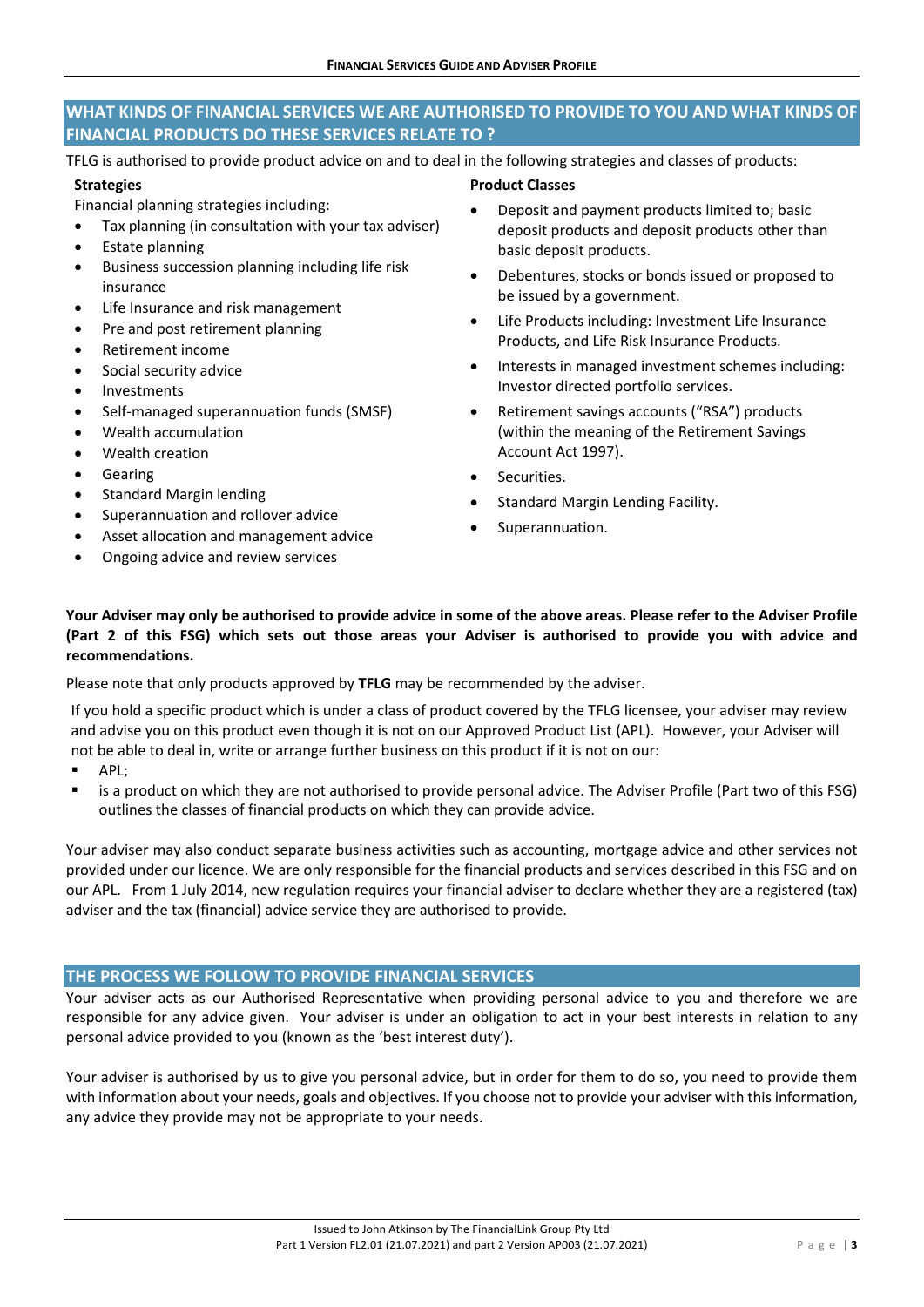## WHAT KINDS OF FINANCIAL SERVICES WE ARE AUTHORISED TO PROVIDE TO YOU AND WHAT KINDS OF FINANCIAL PRODUCTS DO THESE SERVICES RELATE TO ?

TFLG is authorised to provide product advice on and to deal in the following strategies and classes of products:

**Strategies**

Financial planning strategies including:

- Tax planning (in consultation with your tax adviser)
- Estate planning
- Business succession planning including life risk insurance
- Life Insurance and risk management
- Pre and post retirement planning
- Retirement income
- Social security advice
- Investments
- Self-managed superannuation funds (SMSF)
- Wealth accumulation
- Wealth creation
- Gearing
- Standard Margin lending
- Superannuation and rollover advice
- Asset allocation and management advice
- Ongoing advice and review services

**Product Classes**

- Deposit and payment products limited to; basic deposit products and deposit products other than basic deposit products.
- Debentures, stocks or bonds issued or proposed to be issued by a government.
- Life Products including: Investment Life Insurance Products, and Life Risk Insurance Products.
- Interests in managed investment schemes including: Investor directed portfolio services.
- Retirement savings accounts ("RSA") products (within the meaning of the Retirement Savings Account Act 1997).
- Securities.
- Standard Margin Lending Facility.
- Superannuation.

**Your Adviser may only be authorised to provide advice in some of the above areas. Please refer to the Adviser Profile (Part 2 of this FSG) which sets out those areas your Adviser is authorised to provide you with advice and recommendations.**

Please note that only products approved by **TFLG** may be recommended by the adviser.

If you hold a specific product which is under a class of product covered by the TFLG licensee, your adviser may review and advise you on this product even though it is not on our Approved Product List (APL). However, your Adviser will not be able to deal in, write or arrange further business on this product if it is not on our:

- APL;
- is a product on which they are not authorised to provide personal advice. The Adviser Profile (Part two of this FSG) outlines the classes of financial products on which they can provide advice.

Your adviser may also conduct separate business activities such as accounting, mortgage advice and other services not provided under our licence. We are only responsible for the financial products and services described in this FSG and on our APL. From 1 July 2014, new regulation requires your financial adviser to declare whether they are a registered (tax) adviser and the tax (financial) advice service they are authorised to provide.

## THE PROCESS WE FOLLOW TO PROVIDE FINANCIAL SERVICES

Your adviser acts as our Authorised Representative when providing personal advice to you and therefore we are responsible for any advice given. Your adviser is under an obligation to act in your best interests in relation to any personal advice provided to you (known as the 'best interest duty').

Your adviser is authorised by us to give you personal advice, but in order for them to do so, you need to provide them with information about your needs, goals and objectives. If you choose not to provide your adviser with this information, any advice they provide may not be appropriate to your needs.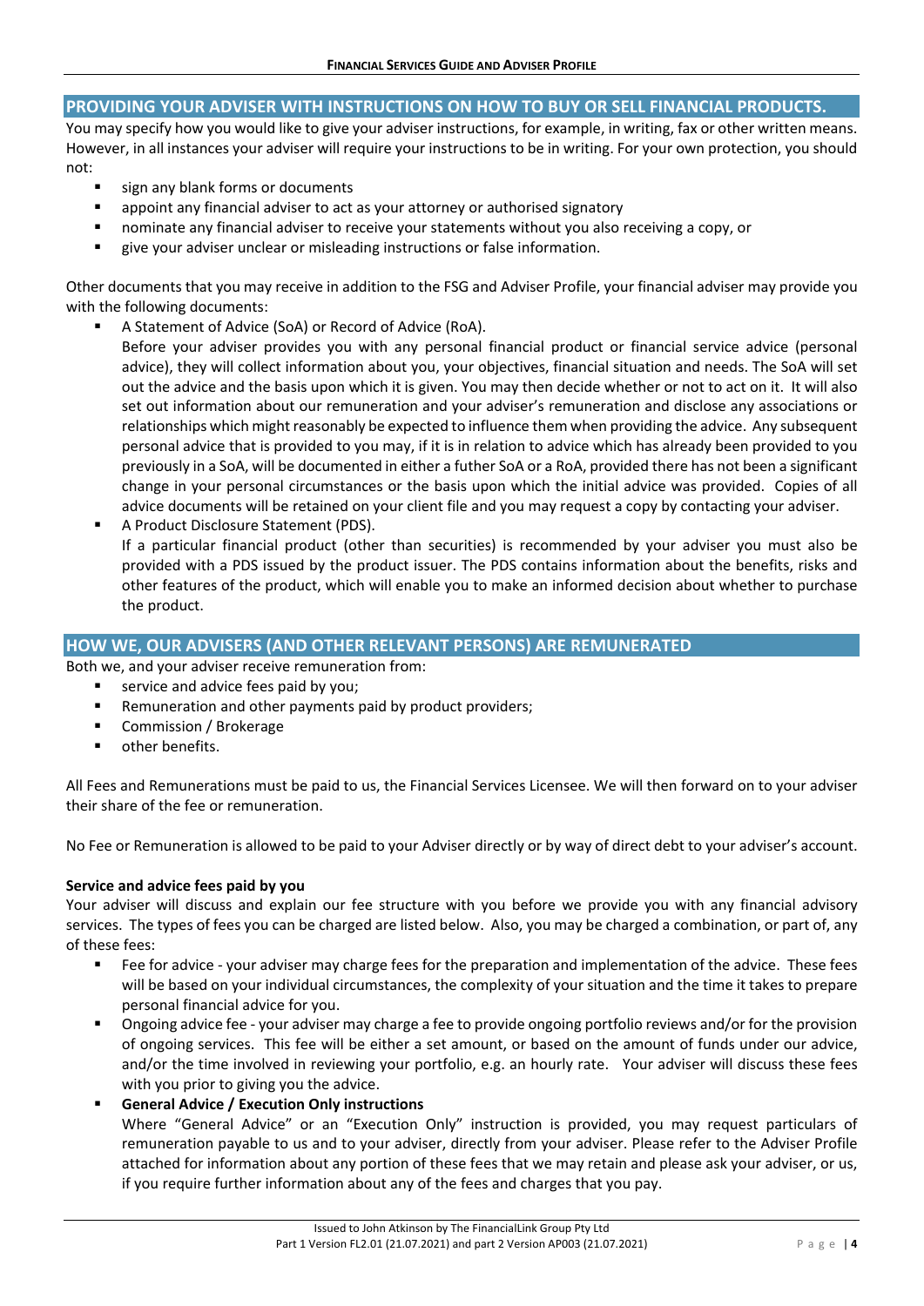## PROVIDING YOUR ADVISER WITH INSTRUCTIONS ON HOW TO BUY OR SELL FINANCIAL PRODUCTS.

You may specify how you would like to give your adviser instructions, for example, in writing, fax or other written means. However, in all instances your adviser will require your instructions to be in writing. For your own protection, you should not:

- sign any blank forms or documents
- appoint any financial adviser to act as your attorney or authorised signatory
- nominate any financial adviser to receive your statements without you also receiving a copy, or
- give your adviser unclear or misleading instructions or false information.

Other documents that you may receive in addition to the FSG and Adviser Profile, your financial adviser may provide you with the following documents:

- A Statement of Advice (SoA) or Record of Advice (RoA).
  Before your adviser provides you with any personal financial product or financial service advice (personal advice), they will collect information about you, your objectives, financial situation and needs. The SoA will set out the advice and the basis upon which it is given. You may then decide whether or not to act on it. It will also set out information about our remuneration and your adviser's remuneration and disclose any associations or relationships which might reasonably be expected to influence them when providing the advice. Any subsequent personal advice that is provided to you may, if it is in relation to advice which has already been provided to you previously in a SoA, will be documented in either a futher SoA or a RoA, provided there has not been a significant change in your personal circumstances or the basis upon which the initial advice was provided. Copies of all advice documents will be retained on your client file and you may request a copy by contacting your adviser.
- A Product Disclosure Statement (PDS).
  If a particular financial product (other than securities) is recommended by your adviser you must also be provided with a PDS issued by the product issuer. The PDS contains information about the benefits, risks and other features of the product, which will enable you to make an informed decision about whether to purchase the product.

## HOW WE, OUR ADVISERS (AND OTHER RELEVANT PERSONS) ARE REMUNERATED

Both we, and your adviser receive remuneration from:

- service and advice fees paid by you;
- Remuneration and other payments paid by product providers;
- Commission / Brokerage
- other benefits.

All Fees and Remunerations must be paid to us, the Financial Services Licensee. We will then forward on to your adviser their share of the fee or remuneration.

No Fee or Remuneration is allowed to be paid to your Adviser directly or by way of direct debt to your adviser's account.

**Service and advice fees paid by you**

Your adviser will discuss and explain our fee structure with you before we provide you with any financial advisory services. The types of fees you can be charged are listed below. Also, you may be charged a combination, or part of, any of these fees:

- Fee for advice - your adviser may charge fees for the preparation and implementation of the advice. These fees will be based on your individual circumstances, the complexity of your situation and the time it takes to prepare personal financial advice for you.
- Ongoing advice fee - your adviser may charge a fee to provide ongoing portfolio reviews and/or for the provision of ongoing services. This fee will be either a set amount, or based on the amount of funds under our advice, and/or the time involved in reviewing your portfolio, e.g. an hourly rate. Your adviser will discuss these fees with you prior to giving you the advice.
- **General Advice / Execution Only instructions**
  Where "General Advice" or an "Execution Only" instruction is provided, you may request particulars of remuneration payable to us and to your adviser, directly from your adviser. Please refer to the Adviser Profile attached for information about any portion of these fees that we may retain and please ask your adviser, or us, if you require further information about any of the fees and charges that you pay.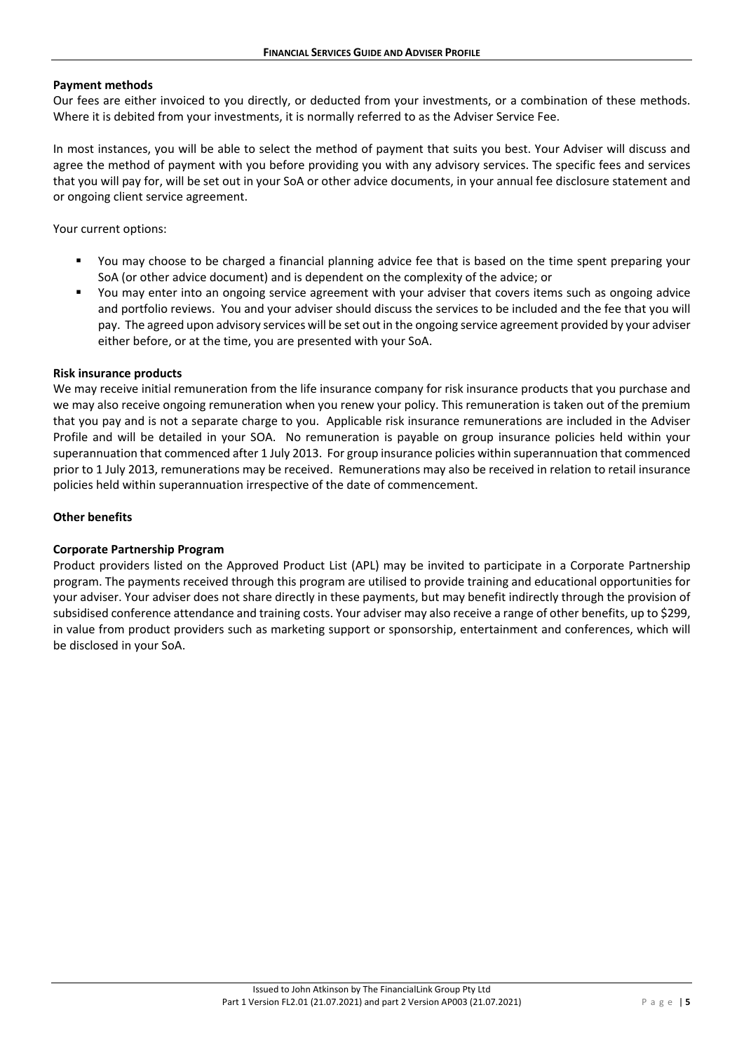**Payment methods**

Our fees are either invoiced to you directly, or deducted from your investments, or a combination of these methods. Where it is debited from your investments, it is normally referred to as the Adviser Service Fee.

In most instances, you will be able to select the method of payment that suits you best. Your Adviser will discuss and agree the method of payment with you before providing you with any advisory services. The specific fees and services that you will pay for, will be set out in your SoA or other advice documents, in your annual fee disclosure statement and or ongoing client service agreement.

Your current options:

- You may choose to be charged a financial planning advice fee that is based on the time spent preparing your SoA (or other advice document) and is dependent on the complexity of the advice; or
- You may enter into an ongoing service agreement with your adviser that covers items such as ongoing advice and portfolio reviews. You and your adviser should discuss the services to be included and the fee that you will pay. The agreed upon advisory services will be set out in the ongoing service agreement provided by your adviser either before, or at the time, you are presented with your SoA.

**Risk insurance products**

We may receive initial remuneration from the life insurance company for risk insurance products that you purchase and we may also receive ongoing remuneration when you renew your policy. This remuneration is taken out of the premium that you pay and is not a separate charge to you. Applicable risk insurance remunerations are included in the Adviser Profile and will be detailed in your SOA. No remuneration is payable on group insurance policies held within your superannuation that commenced after 1 July 2013. For group insurance policies within superannuation that commenced prior to 1 July 2013, remunerations may be received. Remunerations may also be received in relation to retail insurance policies held within superannuation irrespective of the date of commencement.

**Other benefits**

**Corporate Partnership Program**

Product providers listed on the Approved Product List (APL) may be invited to participate in a Corporate Partnership program. The payments received through this program are utilised to provide training and educational opportunities for your adviser. Your adviser does not share directly in these payments, but may benefit indirectly through the provision of subsidised conference attendance and training costs. Your adviser may also receive a range of other benefits, up to $299, in value from product providers such as marketing support or sponsorship, entertainment and conferences, which will be disclosed in your SoA.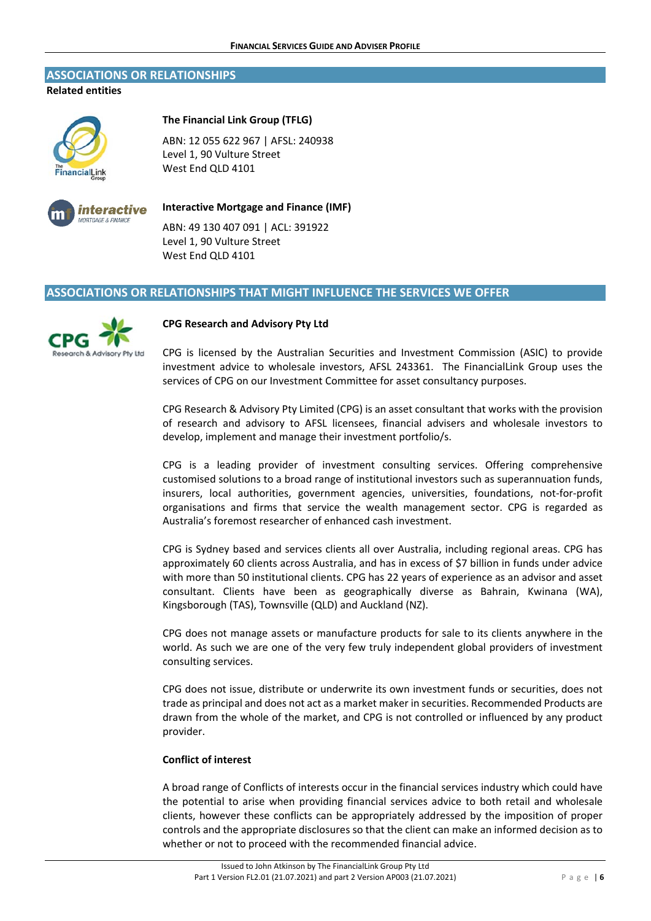## ASSOCIATIONS OR RELATIONSHIPS

**Related entities**

**The Financial Link Group (TFLG)**

ABN: 12 055 622 967 | AFSL: 240938
Level 1, 90 Vulture Street
West End QLD 4101

**Interactive Mortgage and Finance (IMF)**

ABN: 49 130 407 091 | ACL: 391922
Level 1, 90 Vulture Street
West End QLD 4101

## ASSOCIATIONS OR RELATIONSHIPS THAT MIGHT INFLUENCE THE SERVICES WE OFFER

**CPG Research and Advisory Pty Ltd**

CPG is licensed by the Australian Securities and Investment Commission (ASIC) to provide investment advice to wholesale investors, AFSL 243361. The FinancialLink Group uses the services of CPG on our Investment Committee for asset consultancy purposes.

CPG Research & Advisory Pty Limited (CPG) is an asset consultant that works with the provision of research and advisory to AFSL licensees, financial advisers and wholesale investors to develop, implement and manage their investment portfolio/s.

CPG is a leading provider of investment consulting services. Offering comprehensive customised solutions to a broad range of institutional investors such as superannuation funds, insurers, local authorities, government agencies, universities, foundations, not-for-profit organisations and firms that service the wealth management sector. CPG is regarded as Australia's foremost researcher of enhanced cash investment.

CPG is Sydney based and services clients all over Australia, including regional areas. CPG has approximately 60 clients across Australia, and has in excess of $7 billion in funds under advice with more than 50 institutional clients. CPG has 22 years of experience as an advisor and asset consultant. Clients have been as geographically diverse as Bahrain, Kwinana (WA), Kingsborough (TAS), Townsville (QLD) and Auckland (NZ).

CPG does not manage assets or manufacture products for sale to its clients anywhere in the world. As such we are one of the very few truly independent global providers of investment consulting services.

CPG does not issue, distribute or underwrite its own investment funds or securities, does not trade as principal and does not act as a market maker in securities. Recommended Products are drawn from the whole of the market, and CPG is not controlled or influenced by any product provider.

**Conflict of interest**

A broad range of Conflicts of interests occur in the financial services industry which could have the potential to arise when providing financial services advice to both retail and wholesale clients, however these conflicts can be appropriately addressed by the imposition of proper controls and the appropriate disclosures so that the client can make an informed decision as to whether or not to proceed with the recommended financial advice.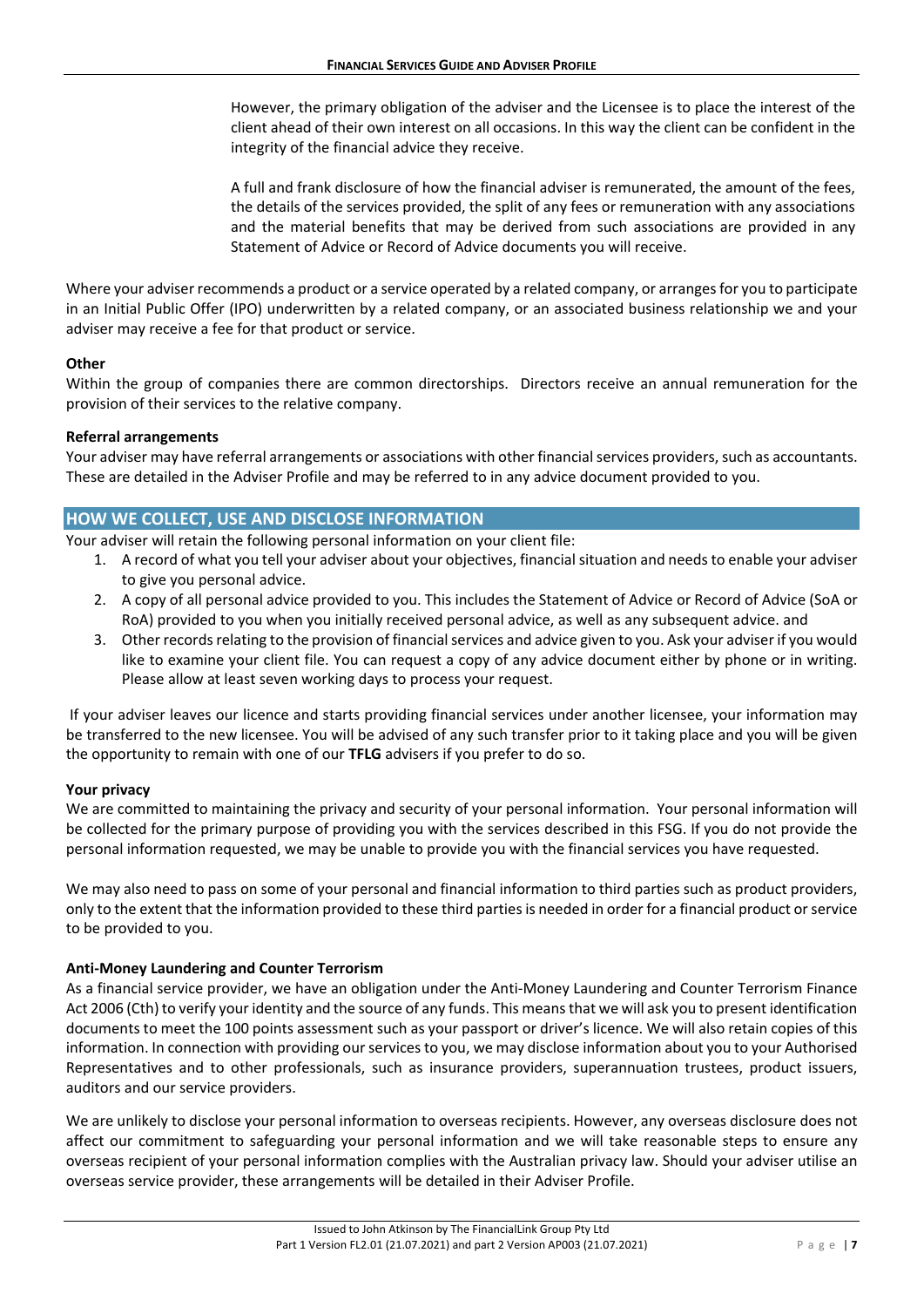However, the primary obligation of the adviser and the Licensee is to place the interest of the client ahead of their own interest on all occasions. In this way the client can be confident in the integrity of the financial advice they receive.

A full and frank disclosure of how the financial adviser is remunerated, the amount of the fees, the details of the services provided, the split of any fees or remuneration with any associations and the material benefits that may be derived from such associations are provided in any Statement of Advice or Record of Advice documents you will receive.

Where your adviser recommends a product or a service operated by a related company, or arranges for you to participate in an Initial Public Offer (IPO) underwritten by a related company, or an associated business relationship we and your adviser may receive a fee for that product or service.

**Other**

Within the group of companies there are common directorships. Directors receive an annual remuneration for the provision of their services to the relative company.

**Referral arrangements**

Your adviser may have referral arrangements or associations with other financial services providers, such as accountants. These are detailed in the Adviser Profile and may be referred to in any advice document provided to you.

## HOW WE COLLECT, USE AND DISCLOSE INFORMATION

Your adviser will retain the following personal information on your client file:

1. A record of what you tell your adviser about your objectives, financial situation and needs to enable your adviser to give you personal advice.
2. A copy of all personal advice provided to you. This includes the Statement of Advice or Record of Advice (SoA or RoA) provided to you when you initially received personal advice, as well as any subsequent advice. and
3. Other records relating to the provision of financial services and advice given to you. Ask your adviser if you would like to examine your client file. You can request a copy of any advice document either by phone or in writing. Please allow at least seven working days to process your request.

If your adviser leaves our licence and starts providing financial services under another licensee, your information may be transferred to the new licensee. You will be advised of any such transfer prior to it taking place and you will be given the opportunity to remain with one of our **TFLG** advisers if you prefer to do so.

**Your privacy**

We are committed to maintaining the privacy and security of your personal information. Your personal information will be collected for the primary purpose of providing you with the services described in this FSG. If you do not provide the personal information requested, we may be unable to provide you with the financial services you have requested.

We may also need to pass on some of your personal and financial information to third parties such as product providers, only to the extent that the information provided to these third parties is needed in order for a financial product or service to be provided to you.

**Anti-Money Laundering and Counter Terrorism**

As a financial service provider, we have an obligation under the Anti-Money Laundering and Counter Terrorism Finance Act 2006 (Cth) to verify your identity and the source of any funds. This means that we will ask you to present identification documents to meet the 100 points assessment such as your passport or driver's licence. We will also retain copies of this information. In connection with providing our services to you, we may disclose information about you to your Authorised Representatives and to other professionals, such as insurance providers, superannuation trustees, product issuers, auditors and our service providers.

We are unlikely to disclose your personal information to overseas recipients. However, any overseas disclosure does not affect our commitment to safeguarding your personal information and we will take reasonable steps to ensure any overseas recipient of your personal information complies with the Australian privacy law. Should your adviser utilise an overseas service provider, these arrangements will be detailed in their Adviser Profile.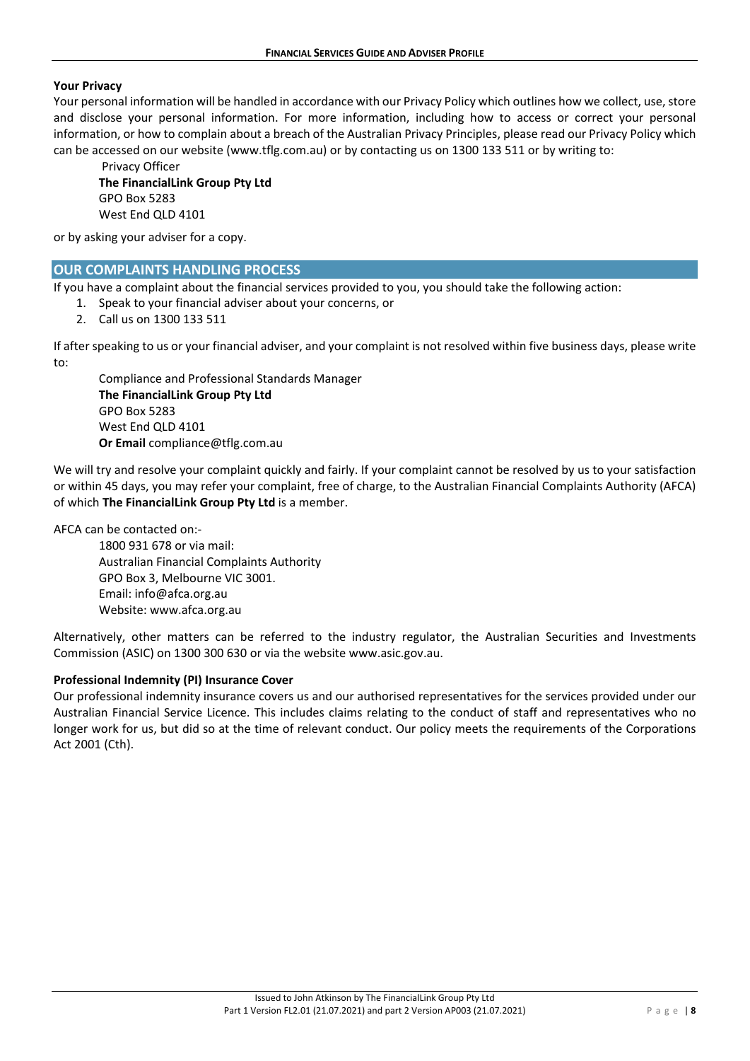**Your Privacy**

Your personal information will be handled in accordance with our Privacy Policy which outlines how we collect, use, store and disclose your personal information. For more information, including how to access or correct your personal information, or how to complain about a breach of the Australian Privacy Principles, please read our Privacy Policy which can be accessed on our website (www.tflg.com.au) or by contacting us on 1300 133 511 or by writing to:

Privacy Officer
**The FinancialLink Group Pty Ltd**
GPO Box 5283
West End QLD 4101

or by asking your adviser for a copy.

## OUR COMPLAINTS HANDLING PROCESS

If you have a complaint about the financial services provided to you, you should take the following action:

1. Speak to your financial adviser about your concerns, or
2. Call us on 1300 133 511

If after speaking to us or your financial adviser, and your complaint is not resolved within five business days, please write to:

Compliance and Professional Standards Manager
**The FinancialLink Group Pty Ltd**
GPO Box 5283
West End QLD 4101
**Or Email** compliance@tflg.com.au

We will try and resolve your complaint quickly and fairly. If your complaint cannot be resolved by us to your satisfaction or within 45 days, you may refer your complaint, free of charge, to the Australian Financial Complaints Authority (AFCA) of which **The FinancialLink Group Pty Ltd** is a member.

AFCA can be contacted on:-

1800 931 678 or via mail:
Australian Financial Complaints Authority
GPO Box 3, Melbourne VIC 3001.
Email: info@afca.org.au
Website: www.afca.org.au

Alternatively, other matters can be referred to the industry regulator, the Australian Securities and Investments Commission (ASIC) on 1300 300 630 or via the website www.asic.gov.au.

**Professional Indemnity (PI) Insurance Cover**

Our professional indemnity insurance covers us and our authorised representatives for the services provided under our Australian Financial Service Licence. This includes claims relating to the conduct of staff and representatives who no longer work for us, but did so at the time of relevant conduct. Our policy meets the requirements of the Corporations Act 2001 (Cth).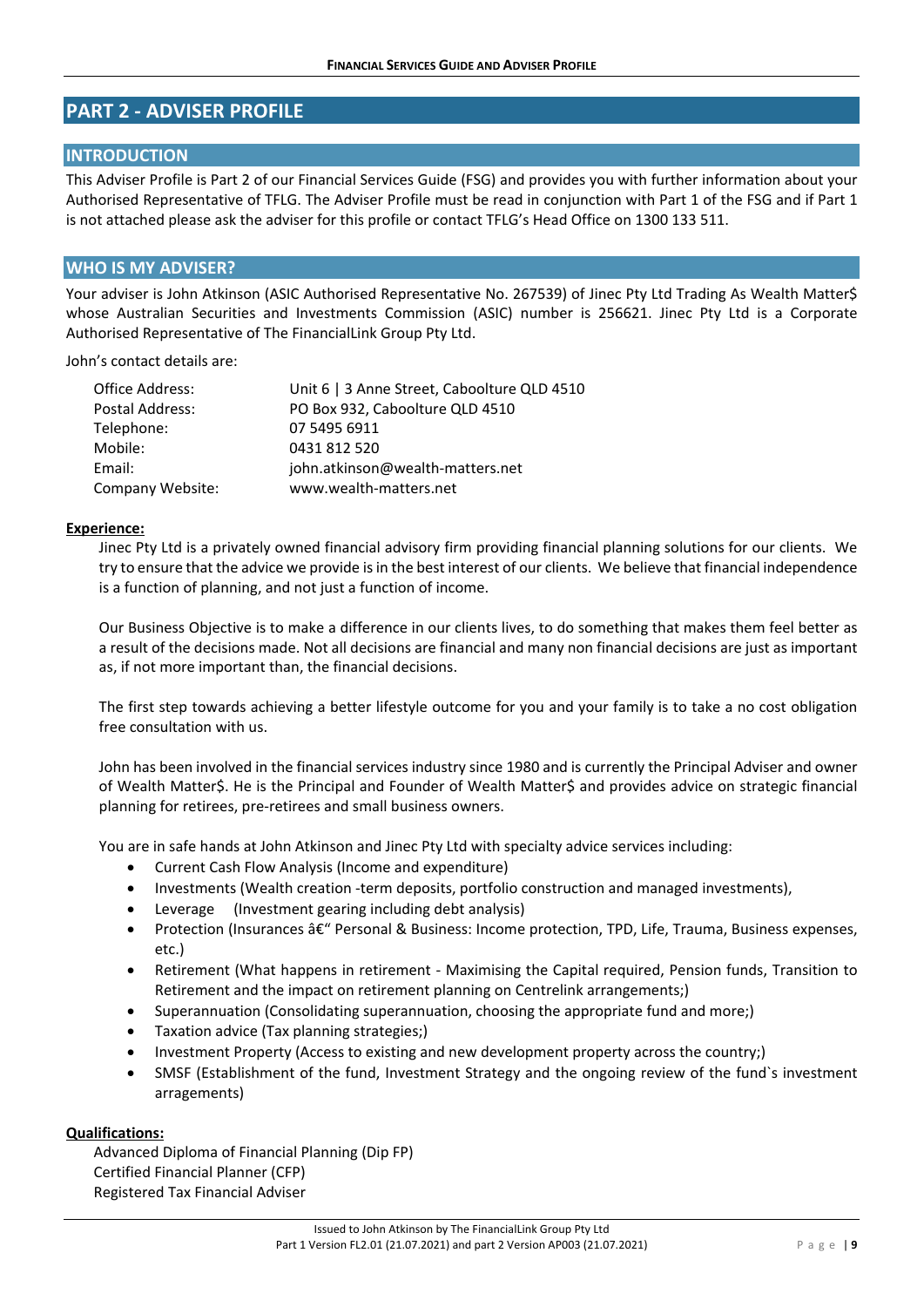## PART 2 - ADVISER PROFILE

### INTRODUCTION

This Adviser Profile is Part 2 of our Financial Services Guide (FSG) and provides you with further information about your Authorised Representative of TFLG. The Adviser Profile must be read in conjunction with Part 1 of the FSG and if Part 1 is not attached please ask the adviser for this profile or contact TFLG's Head Office on 1300 133 511.

### WHO IS MY ADVISER?

Your adviser is John Atkinson (ASIC Authorised Representative No. 267539) of Jinec Pty Ltd Trading As Wealth Matter$ whose Australian Securities and Investments Commission (ASIC) number is 256621. Jinec Pty Ltd is a Corporate Authorised Representative of The FinancialLink Group Pty Ltd.

John's contact details are:

| | |
|---|---|
| Office Address: | Unit 6 \| 3 Anne Street, Caboolture QLD 4510 |
| Postal Address: | PO Box 932, Caboolture QLD 4510 |
| Telephone: | 07 5495 6911 |
| Mobile: | 0431 812 520 |
| Email: | john.atkinson@wealth-matters.net |
| Company Website: | www.wealth-matters.net |

**Experience:**

Jinec Pty Ltd is a privately owned financial advisory firm providing financial planning solutions for our clients. We try to ensure that the advice we provide is in the best interest of our clients. We believe that financial independence is a function of planning, and not just a function of income.

Our Business Objective is to make a difference in our clients lives, to do something that makes them feel better as a result of the decisions made. Not all decisions are financial and many non financial decisions are just as important as, if not more important than, the financial decisions.

The first step towards achieving a better lifestyle outcome for you and your family is to take a no cost obligation free consultation with us.

John has been involved in the financial services industry since 1980 and is currently the Principal Adviser and owner of Wealth Matter$. He is the Principal and Founder of Wealth Matter$ and provides advice on strategic financial planning for retirees, pre-retirees and small business owners.

You are in safe hands at John Atkinson and Jinec Pty Ltd with specialty advice services including:

- Current Cash Flow Analysis (Income and expenditure)
- Investments (Wealth creation -term deposits, portfolio construction and managed investments),
- Leverage (Investment gearing including debt analysis)
- Protection (Insurances â€" Personal & Business: Income protection, TPD, Life, Trauma, Business expenses, etc.)
- Retirement (What happens in retirement - Maximising the Capital required, Pension funds, Transition to Retirement and the impact on retirement planning on Centrelink arrangements;)
- Superannuation (Consolidating superannuation, choosing the appropriate fund and more;)
- Taxation advice (Tax planning strategies;)
- Investment Property (Access to existing and new development property across the country;)
- SMSF (Establishment of the fund, Investment Strategy and the ongoing review of the fund`s investment arragements)

**Qualifications:**

Advanced Diploma of Financial Planning (Dip FP)
Certified Financial Planner (CFP)
Registered Tax Financial Adviser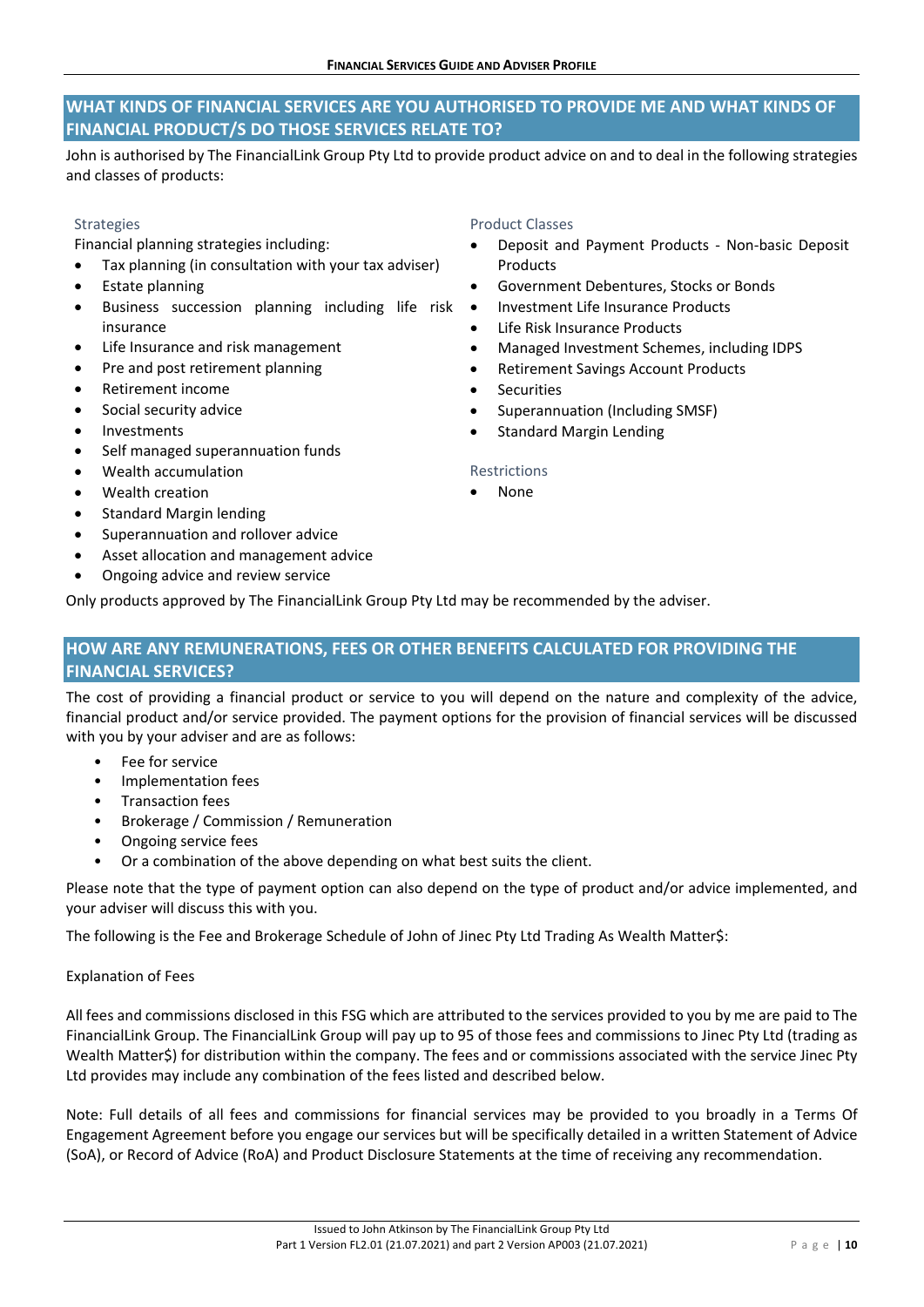## WHAT KINDS OF FINANCIAL SERVICES ARE YOU AUTHORISED TO PROVIDE ME AND WHAT KINDS OF FINANCIAL PRODUCT/S DO THOSE SERVICES RELATE TO?

John is authorised by The FinancialLink Group Pty Ltd to provide product advice on and to deal in the following strategies and classes of products:

### Strategies

Financial planning strategies including:

- Tax planning (in consultation with your tax adviser)
- Estate planning
- Business succession planning including life risk insurance
- Life Insurance and risk management
- Pre and post retirement planning
- Retirement income
- Social security advice
- Investments
- Self managed superannuation funds
- Wealth accumulation
- Wealth creation
- Standard Margin lending
- Superannuation and rollover advice
- Asset allocation and management advice
- Ongoing advice and review service

### Product Classes

- Deposit and Payment Products - Non-basic Deposit Products
- Government Debentures, Stocks or Bonds
- Investment Life Insurance Products
- Life Risk Insurance Products
- Managed Investment Schemes, including IDPS
- Retirement Savings Account Products
- Securities
- Superannuation (Including SMSF)
- Standard Margin Lending

### Restrictions

- None

Only products approved by The FinancialLink Group Pty Ltd may be recommended by the adviser.

## HOW ARE ANY REMUNERATIONS, FEES OR OTHER BENEFITS CALCULATED FOR PROVIDING THE FINANCIAL SERVICES?

The cost of providing a financial product or service to you will depend on the nature and complexity of the advice, financial product and/or service provided. The payment options for the provision of financial services will be discussed with you by your adviser and are as follows:

- Fee for service
- Implementation fees
- Transaction fees
- Brokerage / Commission / Remuneration
- Ongoing service fees
- Or a combination of the above depending on what best suits the client.

Please note that the type of payment option can also depend on the type of product and/or advice implemented, and your adviser will discuss this with you.

The following is the Fee and Brokerage Schedule of John of Jinec Pty Ltd Trading As Wealth Matter$:

Explanation of Fees

All fees and commissions disclosed in this FSG which are attributed to the services provided to you by me are paid to The FinancialLink Group. The FinancialLink Group will pay up to 95 of those fees and commissions to Jinec Pty Ltd (trading as Wealth Matter$) for distribution within the company. The fees and or commissions associated with the service Jinec Pty Ltd provides may include any combination of the fees listed and described below.

Note: Full details of all fees and commissions for financial services may be provided to you broadly in a Terms Of Engagement Agreement before you engage our services but will be specifically detailed in a written Statement of Advice (SoA), or Record of Advice (RoA) and Product Disclosure Statements at the time of receiving any recommendation.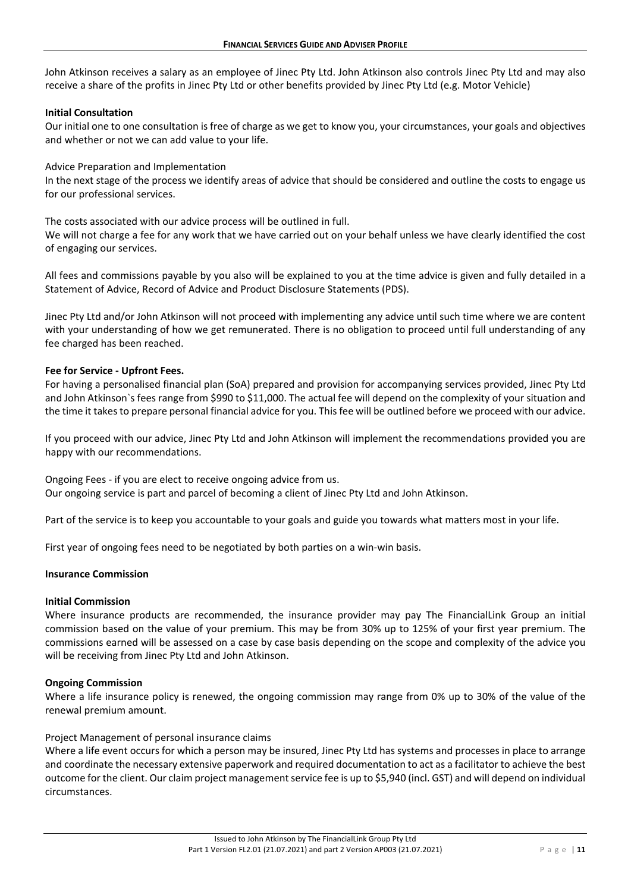John Atkinson receives a salary as an employee of Jinec Pty Ltd. John Atkinson also controls Jinec Pty Ltd and may also receive a share of the profits in Jinec Pty Ltd or other benefits provided by Jinec Pty Ltd (e.g. Motor Vehicle)

**Initial Consultation**

Our initial one to one consultation is free of charge as we get to know you, your circumstances, your goals and objectives and whether or not we can add value to your life.

Advice Preparation and Implementation

In the next stage of the process we identify areas of advice that should be considered and outline the costs to engage us for our professional services.

The costs associated with our advice process will be outlined in full.

We will not charge a fee for any work that we have carried out on your behalf unless we have clearly identified the cost of engaging our services.

All fees and commissions payable by you also will be explained to you at the time advice is given and fully detailed in a Statement of Advice, Record of Advice and Product Disclosure Statements (PDS).

Jinec Pty Ltd and/or John Atkinson will not proceed with implementing any advice until such time where we are content with your understanding of how we get remunerated. There is no obligation to proceed until full understanding of any fee charged has been reached.

**Fee for Service - Upfront Fees.**

For having a personalised financial plan (SoA) prepared and provision for accompanying services provided, Jinec Pty Ltd and John Atkinson`s fees range from $990 to $11,000. The actual fee will depend on the complexity of your situation and the time it takes to prepare personal financial advice for you. This fee will be outlined before we proceed with our advice.

If you proceed with our advice, Jinec Pty Ltd and John Atkinson will implement the recommendations provided you are happy with our recommendations.

Ongoing Fees - if you are elect to receive ongoing advice from us.

Our ongoing service is part and parcel of becoming a client of Jinec Pty Ltd and John Atkinson.

Part of the service is to keep you accountable to your goals and guide you towards what matters most in your life.

First year of ongoing fees need to be negotiated by both parties on a win-win basis.

**Insurance Commission**

**Initial Commission**

Where insurance products are recommended, the insurance provider may pay The FinancialLink Group an initial commission based on the value of your premium. This may be from 30% up to 125% of your first year premium. The commissions earned will be assessed on a case by case basis depending on the scope and complexity of the advice you will be receiving from Jinec Pty Ltd and John Atkinson.

**Ongoing Commission**

Where a life insurance policy is renewed, the ongoing commission may range from 0% up to 30% of the value of the renewal premium amount.

Project Management of personal insurance claims

Where a life event occurs for which a person may be insured, Jinec Pty Ltd has systems and processes in place to arrange and coordinate the necessary extensive paperwork and required documentation to act as a facilitator to achieve the best outcome for the client. Our claim project management service fee is up to $5,940 (incl. GST) and will depend on individual circumstances.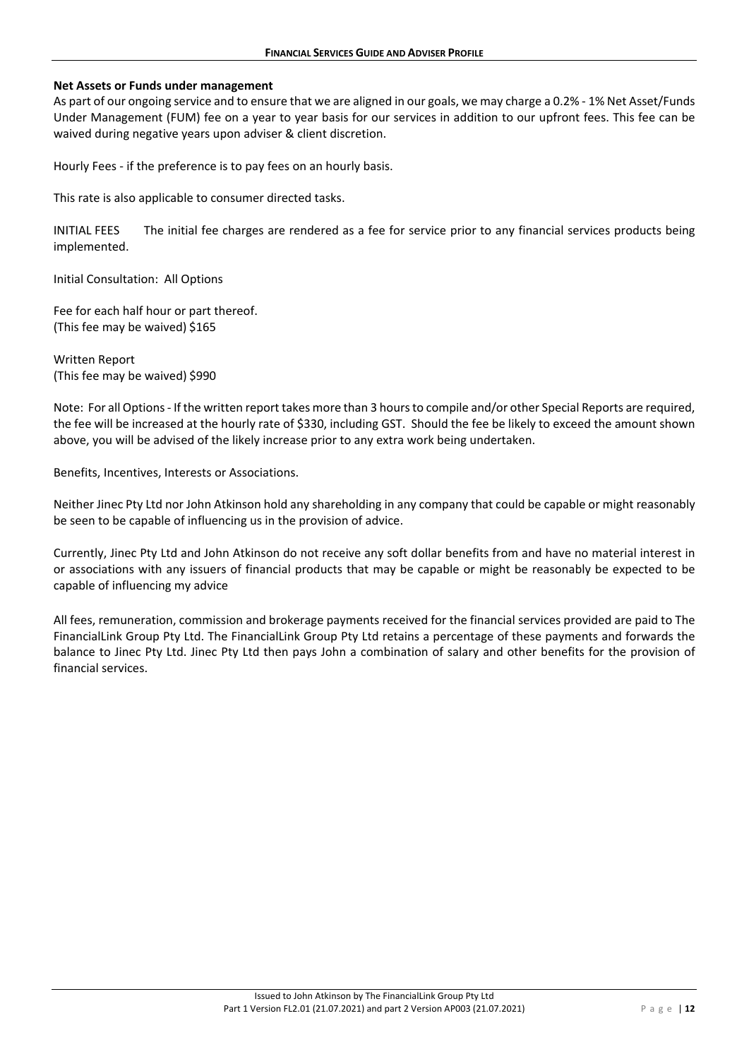**Net Assets or Funds under management**

As part of our ongoing service and to ensure that we are aligned in our goals, we may charge a 0.2% - 1% Net Asset/Funds Under Management (FUM) fee on a year to year basis for our services in addition to our upfront fees. This fee can be waived during negative years upon adviser & client discretion.

Hourly Fees - if the preference is to pay fees on an hourly basis.

This rate is also applicable to consumer directed tasks.

INITIAL FEES The initial fee charges are rendered as a fee for service prior to any financial services products being implemented.

Initial Consultation: All Options

Fee for each half hour or part thereof.
(This fee may be waived) $165

Written Report
(This fee may be waived) $990

Note: For all Options - If the written report takes more than 3 hours to compile and/or other Special Reports are required, the fee will be increased at the hourly rate of $330, including GST. Should the fee be likely to exceed the amount shown above, you will be advised of the likely increase prior to any extra work being undertaken.

Benefits, Incentives, Interests or Associations.

Neither Jinec Pty Ltd nor John Atkinson hold any shareholding in any company that could be capable or might reasonably be seen to be capable of influencing us in the provision of advice.

Currently, Jinec Pty Ltd and John Atkinson do not receive any soft dollar benefits from and have no material interest in or associations with any issuers of financial products that may be capable or might be reasonably be expected to be capable of influencing my advice

All fees, remuneration, commission and brokerage payments received for the financial services provided are paid to The FinancialLink Group Pty Ltd. The FinancialLink Group Pty Ltd retains a percentage of these payments and forwards the balance to Jinec Pty Ltd. Jinec Pty Ltd then pays John a combination of salary and other benefits for the provision of financial services.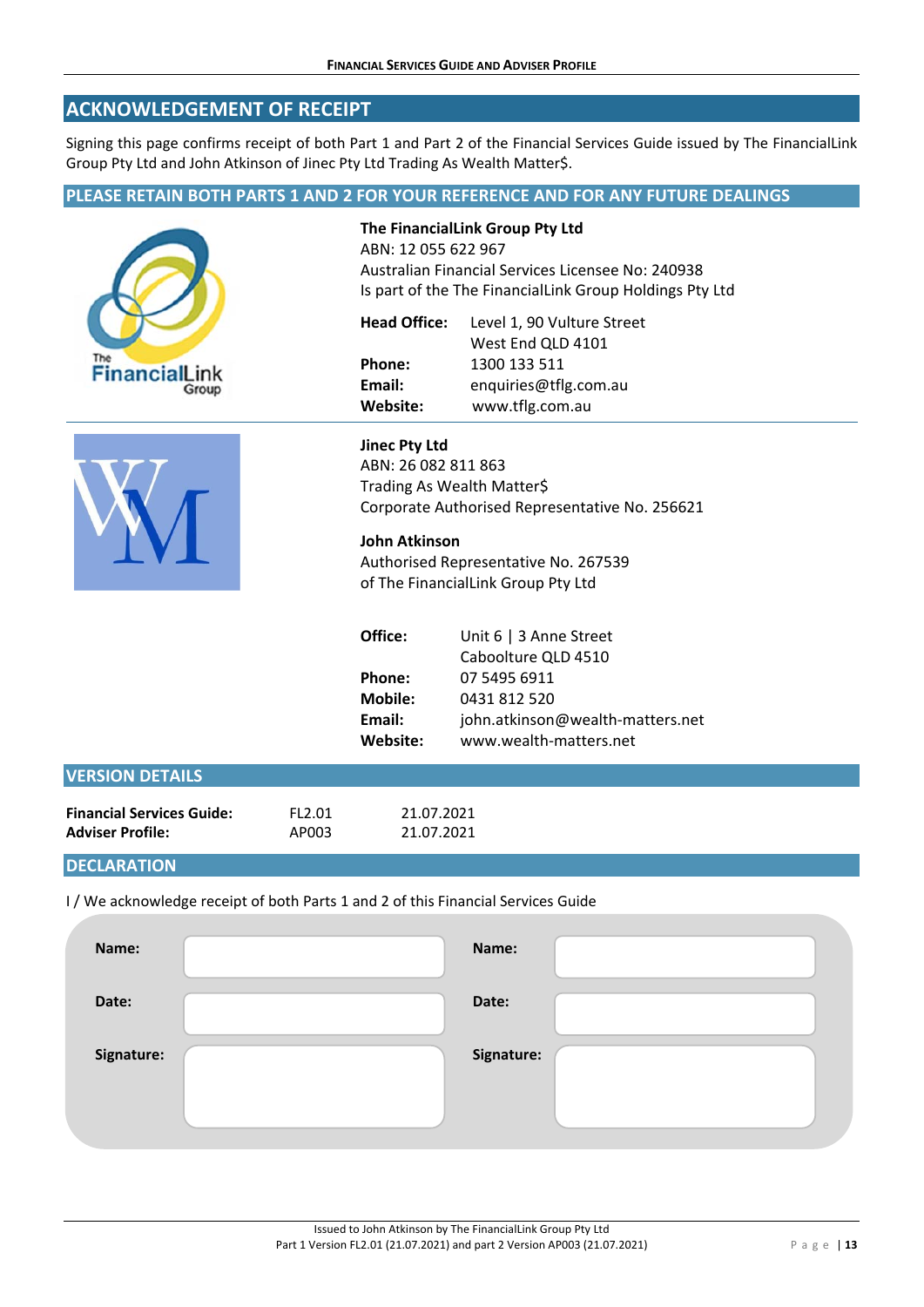## ACKNOWLEDGEMENT OF RECEIPT

Signing this page confirms receipt of both Part 1 and Part 2 of the Financial Services Guide issued by The FinancialLink Group Pty Ltd and John Atkinson of Jinec Pty Ltd Trading As Wealth Matter$.

### PLEASE RETAIN BOTH PARTS 1 AND 2 FOR YOUR REFERENCE AND FOR ANY FUTURE DEALINGS

**The FinancialLink Group Pty Ltd**
ABN: 12 055 622 967
Australian Financial Services Licensee No: 240938
Is part of the The FinancialLink Group Holdings Pty Ltd

**Head Office:** Level 1, 90 Vulture Street
West End QLD 4101
**Phone:** 1300 133 511
**Email:** enquiries@tflg.com.au
**Website:** www.tflg.com.au

**Jinec Pty Ltd**
ABN: 26 082 811 863
Trading As Wealth Matter$
Corporate Authorised Representative No. 256621

**John Atkinson**
Authorised Representative No. 267539
of The FinancialLink Group Pty Ltd

**Office:** Unit 6 | 3 Anne Street
Caboolture QLD 4510
**Phone:** 07 5495 6911
**Mobile:** 0431 812 520
**Email:** john.atkinson@wealth-matters.net
**Website:** www.wealth-matters.net

### VERSION DETAILS

| | | |
|---|---|---|
| **Financial Services Guide:** | FL2.01 | 21.07.2021 |
| **Adviser Profile:** | AP003 | 21.07.2021 |

### DECLARATION

I / We acknowledge receipt of both Parts 1 and 2 of this Financial Services Guide

| | | | |
|---|---|---|---|
| **Name:** | | **Name:** | |
| **Date:** | | **Date:** | |
| **Signature:** | | **Signature:** | |

Issued to John Atkinson by The FinancialLink Group Pty Ltd
Part 1 Version FL2.01 (21.07.2021) and part 2 Version AP003 (21.07.2021)